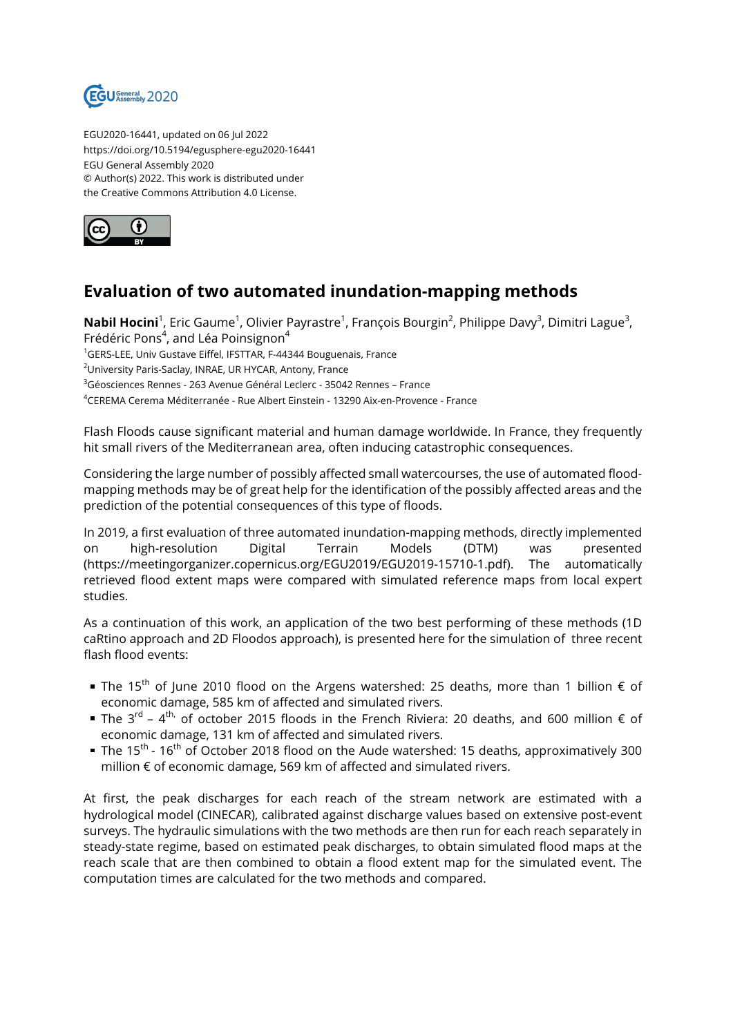EGU2020-16441, updated on 06 Jul 2022
https://doi.org/10.5194/egusphere-egu2020-16441
EGU General Assembly 2020
© Author(s) 2022. This work is distributed under
the Creative Commons Attribution 4.0 License.

# Evaluation of two automated inundation-mapping methods

**Nabil Hocini**[1], Eric Gaume[1], Olivier Payrastre[1], François Bourgin[2], Philippe Davy[3], Dimitri Lague[3], Frédéric Pons[4], and Léa Poinsignon[4]

[1]GERS-LEE, Univ Gustave Eiffel, IFSTTAR, F-44344 Bouguenais, France
[2]University Paris-Saclay, INRAE, UR HYCAR, Antony, France
[3]Géosciences Rennes - 263 Avenue Général Leclerc - 35042 Rennes – France
[4]CEREMA Cerema Méditerranée - Rue Albert Einstein - 13290 Aix-en-Provence - France

Flash Floods cause significant material and human damage worldwide. In France, they frequently hit small rivers of the Mediterranean area, often inducing catastrophic consequences.

Considering the large number of possibly affected small watercourses, the use of automated flood-mapping methods may be of great help for the identification of the possibly affected areas and the prediction of the potential consequences of this type of floods.

In 2019, a first evaluation of three automated inundation-mapping methods, directly implemented on high-resolution Digital Terrain Models (DTM) was presented (https://meetingorganizer.copernicus.org/EGU2019/EGU2019-15710-1.pdf). The automatically retrieved flood extent maps were compared with simulated reference maps from local expert studies.

As a continuation of this work, an application of the two best performing of these methods (1D caRtino approach and 2D Floodos approach), is presented here for the simulation of three recent flash flood events:

- The 15th of June 2010 flood on the Argens watershed: 25 deaths, more than 1 billion € of economic damage, 585 km of affected and simulated rivers.
- The 3rd – 4th, of october 2015 floods in the French Riviera: 20 deaths, and 600 million € of economic damage, 131 km of affected and simulated rivers.
- The 15th - 16th of October 2018 flood on the Aude watershed: 15 deaths, approximatively 300 million € of economic damage, 569 km of affected and simulated rivers.

At first, the peak discharges for each reach of the stream network are estimated with a hydrological model (CINECAR), calibrated against discharge values based on extensive post-event surveys. The hydraulic simulations with the two methods are then run for each reach separately in steady-state regime, based on estimated peak discharges, to obtain simulated flood maps at the reach scale that are then combined to obtain a flood extent map for the simulated event. The computation times are calculated for the two methods and compared.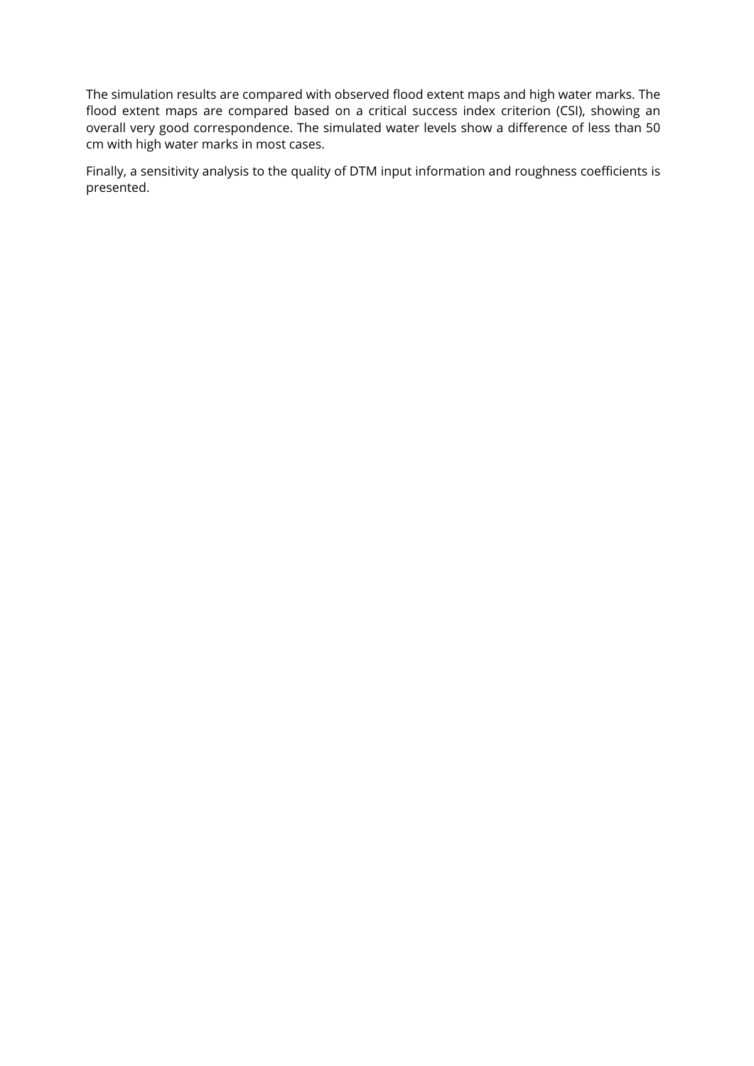The simulation results are compared with observed flood extent maps and high water marks. The flood extent maps are compared based on a critical success index criterion (CSI), showing an overall very good correspondence. The simulated water levels show a difference of less than 50 cm with high water marks in most cases.

Finally, a sensitivity analysis to the quality of DTM input information and roughness coefficients is presented.